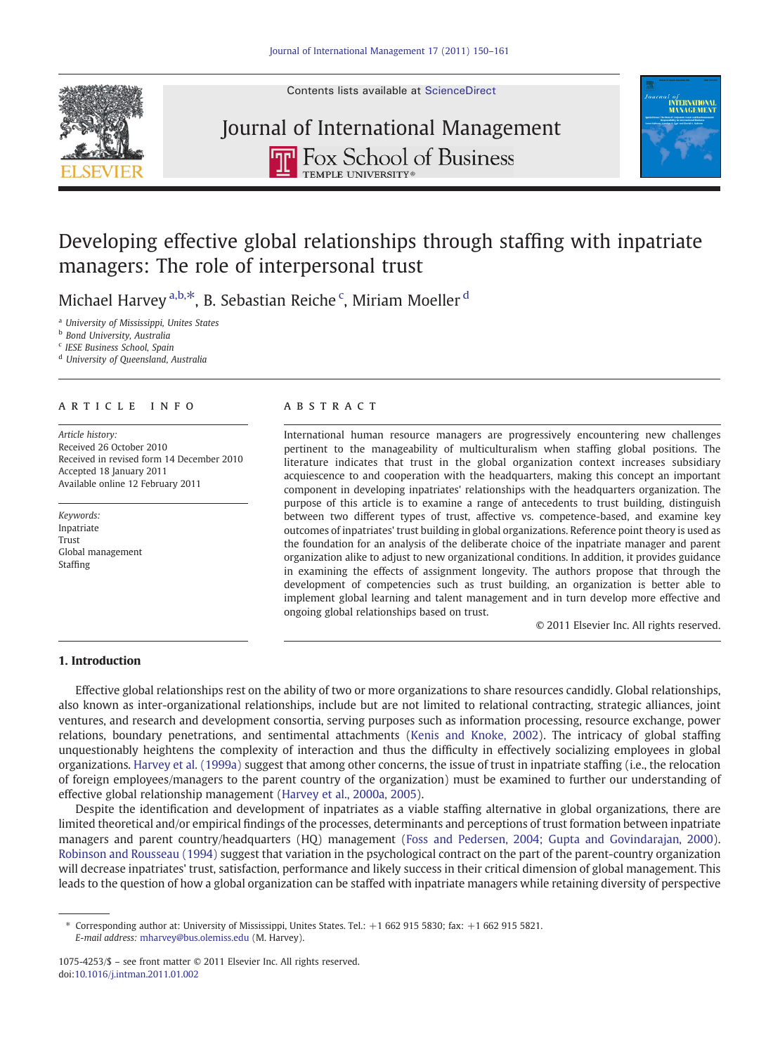# Developing effective global relationships through staffing with inpatriate managers: The role of interpersonal trust

Michael Harvey [a,b,*], B. Sebastian Reiche [c], Miriam Moeller [d]

[a] University of Mississippi, Unites States
[b] Bond University, Australia
[c] IESE Business School, Spain
[d] University of Queensland, Australia

**ARTICLE INFO**

*Article history:*
Received 26 October 2010
Received in revised form 14 December 2010
Accepted 18 January 2011
Available online 12 February 2011

*Keywords:*
Inpatriate
Trust
Global management
Staffing

**ABSTRACT**

International human resource managers are progressively encountering new challenges pertinent to the manageability of multiculturalism when staffing global positions. The literature indicates that trust in the global organization context increases subsidiary acquiescence to and cooperation with the headquarters, making this concept an important component in developing inpatriates' relationships with the headquarters organization. The purpose of this article is to examine a range of antecedents to trust building, distinguish between two different types of trust, affective vs. competence-based, and examine key outcomes of inpatriates' trust building in global organizations. Reference point theory is used as the foundation for an analysis of the deliberate choice of the inpatriate manager and parent organization alike to adjust to new organizational conditions. In addition, it provides guidance in examining the effects of assignment longevity. The authors propose that through the development of competencies such as trust building, an organization is better able to implement global learning and talent management and in turn develop more effective and ongoing global relationships based on trust.

© 2011 Elsevier Inc. All rights reserved.

## 1. Introduction

Effective global relationships rest on the ability of two or more organizations to share resources candidly. Global relationships, also known as inter-organizational relationships, include but are not limited to relational contracting, strategic alliances, joint ventures, and research and development consortia, serving purposes such as information processing, resource exchange, power relations, boundary penetrations, and sentimental attachments (Kenis and Knoke, 2002). The intricacy of global staffing unquestionably heightens the complexity of interaction and thus the difficulty in effectively socializing employees in global organizations. Harvey et al. (1999a) suggest that among other concerns, the issue of trust in inpatriate staffing (i.e., the relocation of foreign employees/managers to the parent country of the organization) must be examined to further our understanding of effective global relationship management (Harvey et al., 2000a, 2005).

Despite the identification and development of inpatriates as a viable staffing alternative in global organizations, there are limited theoretical and/or empirical findings of the processes, determinants and perceptions of trust formation between inpatriate managers and parent country/headquarters (HQ) management (Foss and Pedersen, 2004; Gupta and Govindarajan, 2000). Robinson and Rousseau (1994) suggest that variation in the psychological contract on the part of the parent-country organization will decrease inpatriates' trust, satisfaction, performance and likely success in their critical dimension of global management. This leads to the question of how a global organization can be staffed with inpatriate managers while retaining diversity of perspective

* Corresponding author at: University of Mississippi, Unites States. Tel.: +1 662 915 5830; fax: +1 662 915 5821.
*E-mail address:* mharvey@bus.olemiss.edu (M. Harvey).

1075-4253/$ – see front matter © 2011 Elsevier Inc. All rights reserved.
doi:10.1016/j.intman.2011.01.002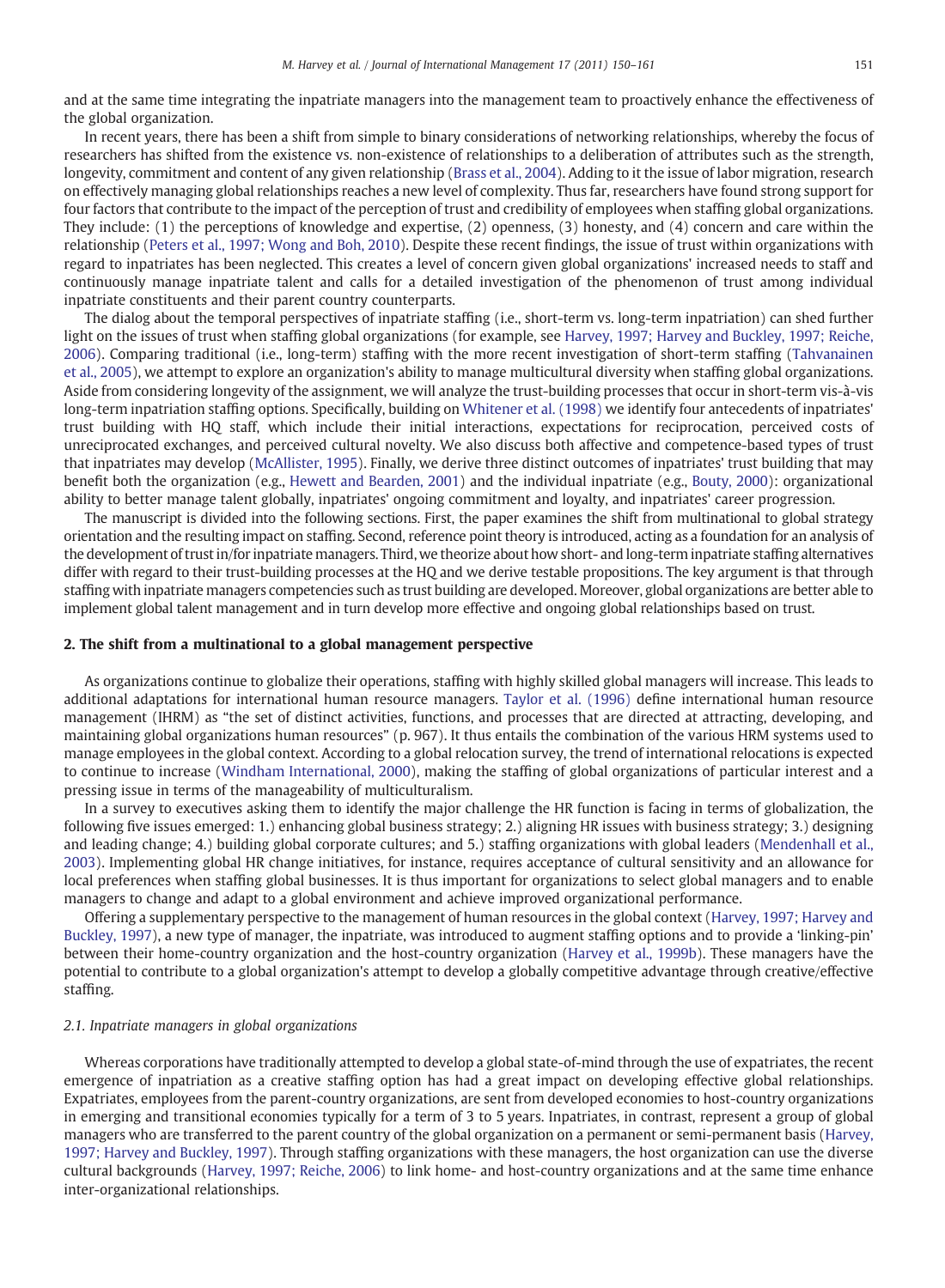and at the same time integrating the inpatriate managers into the management team to proactively enhance the effectiveness of the global organization.

In recent years, there has been a shift from simple to binary considerations of networking relationships, whereby the focus of researchers has shifted from the existence vs. non-existence of relationships to a deliberation of attributes such as the strength, longevity, commitment and content of any given relationship (Brass et al., 2004). Adding to it the issue of labor migration, research on effectively managing global relationships reaches a new level of complexity. Thus far, researchers have found strong support for four factors that contribute to the impact of the perception of trust and credibility of employees when staffing global organizations. They include: (1) the perceptions of knowledge and expertise, (2) openness, (3) honesty, and (4) concern and care within the relationship (Peters et al., 1997; Wong and Boh, 2010). Despite these recent findings, the issue of trust within organizations with regard to inpatriates has been neglected. This creates a level of concern given global organizations' increased needs to staff and continuously manage inpatriate talent and calls for a detailed investigation of the phenomenon of trust among individual inpatriate constituents and their parent country counterparts.

The dialog about the temporal perspectives of inpatriate staffing (i.e., short-term vs. long-term inpatriation) can shed further light on the issues of trust when staffing global organizations (for example, see Harvey, 1997; Harvey and Buckley, 1997; Reiche, 2006). Comparing traditional (i.e., long-term) staffing with the more recent investigation of short-term staffing (Tahvanainen et al., 2005), we attempt to explore an organization's ability to manage multicultural diversity when staffing global organizations. Aside from considering longevity of the assignment, we will analyze the trust-building processes that occur in short-term vis-à-vis long-term inpatriation staffing options. Specifically, building on Whitener et al. (1998) we identify four antecedents of inpatriates' trust building with HQ staff, which include their initial interactions, expectations for reciprocation, perceived costs of unreciprocated exchanges, and perceived cultural novelty. We also discuss both affective and competence-based types of trust that inpatriates may develop (McAllister, 1995). Finally, we derive three distinct outcomes of inpatriates' trust building that may benefit both the organization (e.g., Hewett and Bearden, 2001) and the individual inpatriate (e.g., Bouty, 2000): organizational ability to better manage talent globally, inpatriates' ongoing commitment and loyalty, and inpatriates' career progression.

The manuscript is divided into the following sections. First, the paper examines the shift from multinational to global strategy orientation and the resulting impact on staffing. Second, reference point theory is introduced, acting as a foundation for an analysis of the development of trust in/for inpatriate managers. Third, we theorize about how short- and long-term inpatriate staffing alternatives differ with regard to their trust-building processes at the HQ and we derive testable propositions. The key argument is that through staffing with inpatriate managers competencies such as trust building are developed. Moreover, global organizations are better able to implement global talent management and in turn develop more effective and ongoing global relationships based on trust.

## 2. The shift from a multinational to a global management perspective

As organizations continue to globalize their operations, staffing with highly skilled global managers will increase. This leads to additional adaptations for international human resource managers. Taylor et al. (1996) define international human resource management (IHRM) as "the set of distinct activities, functions, and processes that are directed at attracting, developing, and maintaining global organizations human resources" (p. 967). It thus entails the combination of the various HRM systems used to manage employees in the global context. According to a global relocation survey, the trend of international relocations is expected to continue to increase (Windham International, 2000), making the staffing of global organizations of particular interest and a pressing issue in terms of the manageability of multiculturalism.

In a survey to executives asking them to identify the major challenge the HR function is facing in terms of globalization, the following five issues emerged: 1.) enhancing global business strategy; 2.) aligning HR issues with business strategy; 3.) designing and leading change; 4.) building global corporate cultures; and 5.) staffing organizations with global leaders (Mendenhall et al., 2003). Implementing global HR change initiatives, for instance, requires acceptance of cultural sensitivity and an allowance for local preferences when staffing global businesses. It is thus important for organizations to select global managers and to enable managers to change and adapt to a global environment and achieve improved organizational performance.

Offering a supplementary perspective to the management of human resources in the global context (Harvey, 1997; Harvey and Buckley, 1997), a new type of manager, the inpatriate, was introduced to augment staffing options and to provide a 'linking-pin' between their home-country organization and the host-country organization (Harvey et al., 1999b). These managers have the potential to contribute to a global organization's attempt to develop a globally competitive advantage through creative/effective staffing.

### 2.1. Inpatriate managers in global organizations

Whereas corporations have traditionally attempted to develop a global state-of-mind through the use of expatriates, the recent emergence of inpatriation as a creative staffing option has had a great impact on developing effective global relationships. Expatriates, employees from the parent-country organizations, are sent from developed economies to host-country organizations in emerging and transitional economies typically for a term of 3 to 5 years. Inpatriates, in contrast, represent a group of global managers who are transferred to the parent country of the global organization on a permanent or semi-permanent basis (Harvey, 1997; Harvey and Buckley, 1997). Through staffing organizations with these managers, the host organization can use the diverse cultural backgrounds (Harvey, 1997; Reiche, 2006) to link home- and host-country organizations and at the same time enhance inter-organizational relationships.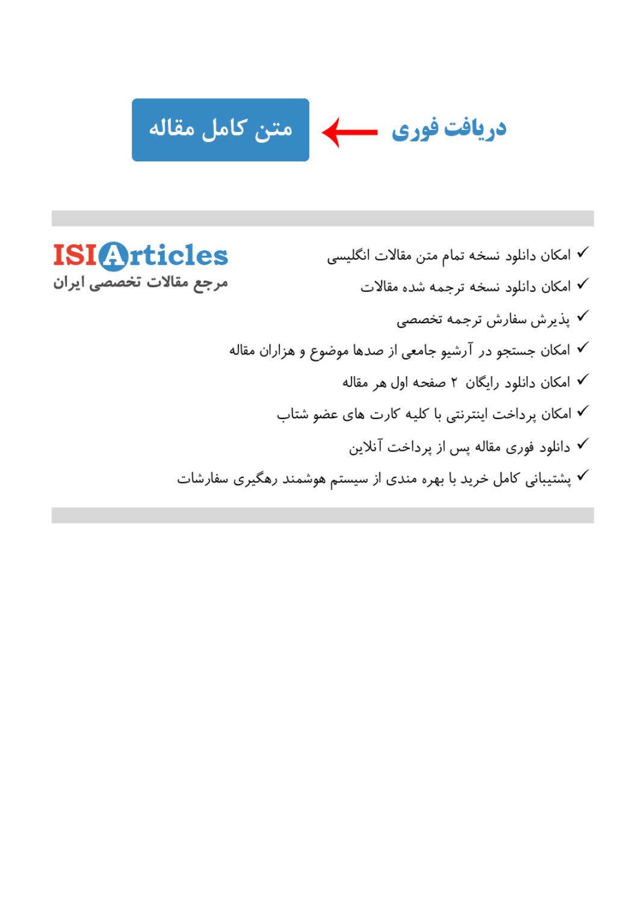دریافت فوری ← **متن کامل مقاله**

**ISIArticles**
مرجع مقالات تخصصی ایران

- ✓ امکان دانلود نسخه تمام متن مقالات انگلیسی
- ✓ امکان دانلود نسخه ترجمه شده مقالات
- ✓ پذیرش سفارش ترجمه تخصصی
- ✓ امکان جستجو در آرشیو جامعی از صدها موضوع و هزاران مقاله
- ✓ امکان دانلود رایگان ۲ صفحه اول هر مقاله
- ✓ امکان پرداخت اینترنتی با کلیه کارت های عضو شتاب
- ✓ دانلود فوری مقاله پس از پرداخت آنلاین
- ✓ پشتیبانی کامل خرید با بهره مندی از سیستم هوشمند رهگیری سفارشات